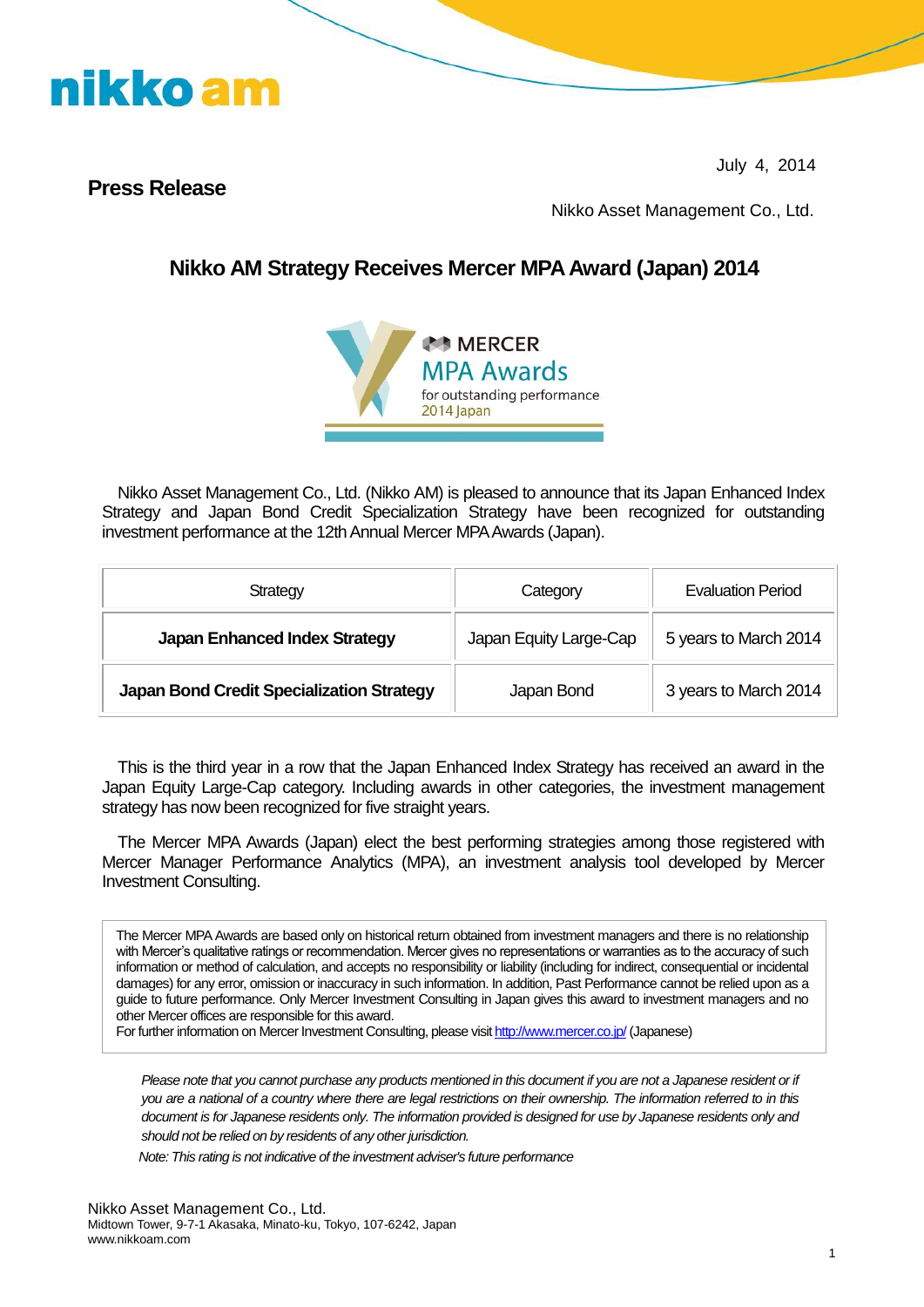nikko am

July 4, 2014

**Press Release**

Nikko Asset Management Co., Ltd.

## Nikko AM Strategy Receives Mercer MPA Award (Japan) 2014

MERCER
MPA Awards
for outstanding performance
2014 Japan

Nikko Asset Management Co., Ltd. (Nikko AM) is pleased to announce that its Japan Enhanced Index Strategy and Japan Bond Credit Specialization Strategy have been recognized for outstanding investment performance at the 12th Annual Mercer MPA Awards (Japan).

| Strategy | Category | Evaluation Period |
|---|---|---|
| **Japan Enhanced Index Strategy** | Japan Equity Large-Cap | 5 years to March 2014 |
| **Japan Bond Credit Specialization Strategy** | Japan Bond | 3 years to March 2014 |

This is the third year in a row that the Japan Enhanced Index Strategy has received an award in the Japan Equity Large-Cap category. Including awards in other categories, the investment management strategy has now been recognized for five straight years.

The Mercer MPA Awards (Japan) elect the best performing strategies among those registered with Mercer Manager Performance Analytics (MPA), an investment analysis tool developed by Mercer Investment Consulting.

The Mercer MPA Awards are based only on historical return obtained from investment managers and there is no relationship with Mercer's qualitative ratings or recommendation. Mercer gives no representations or warranties as to the accuracy of such information or method of calculation, and accepts no responsibility or liability (including for indirect, consequential or incidental damages) for any error, omission or inaccuracy in such information. In addition, Past Performance cannot be relied upon as a guide to future performance. Only Mercer Investment Consulting in Japan gives this award to investment managers and no other Mercer offices are responsible for this award.
For further information on Mercer Investment Consulting, please visit http://www.mercer.co.jp/ (Japanese)

*Please note that you cannot purchase any products mentioned in this document if you are not a Japanese resident or if you are a national of a country where there are legal restrictions on their ownership. The information referred to in this document is for Japanese residents only. The information provided is designed for use by Japanese residents only and should not be relied on by residents of any other jurisdiction.*

*Note: This rating is not indicative of the investment adviser's future performance*

Nikko Asset Management Co., Ltd.
Midtown Tower, 9-7-1 Akasaka, Minato-ku, Tokyo, 107-6242, Japan
www.nikkoam.com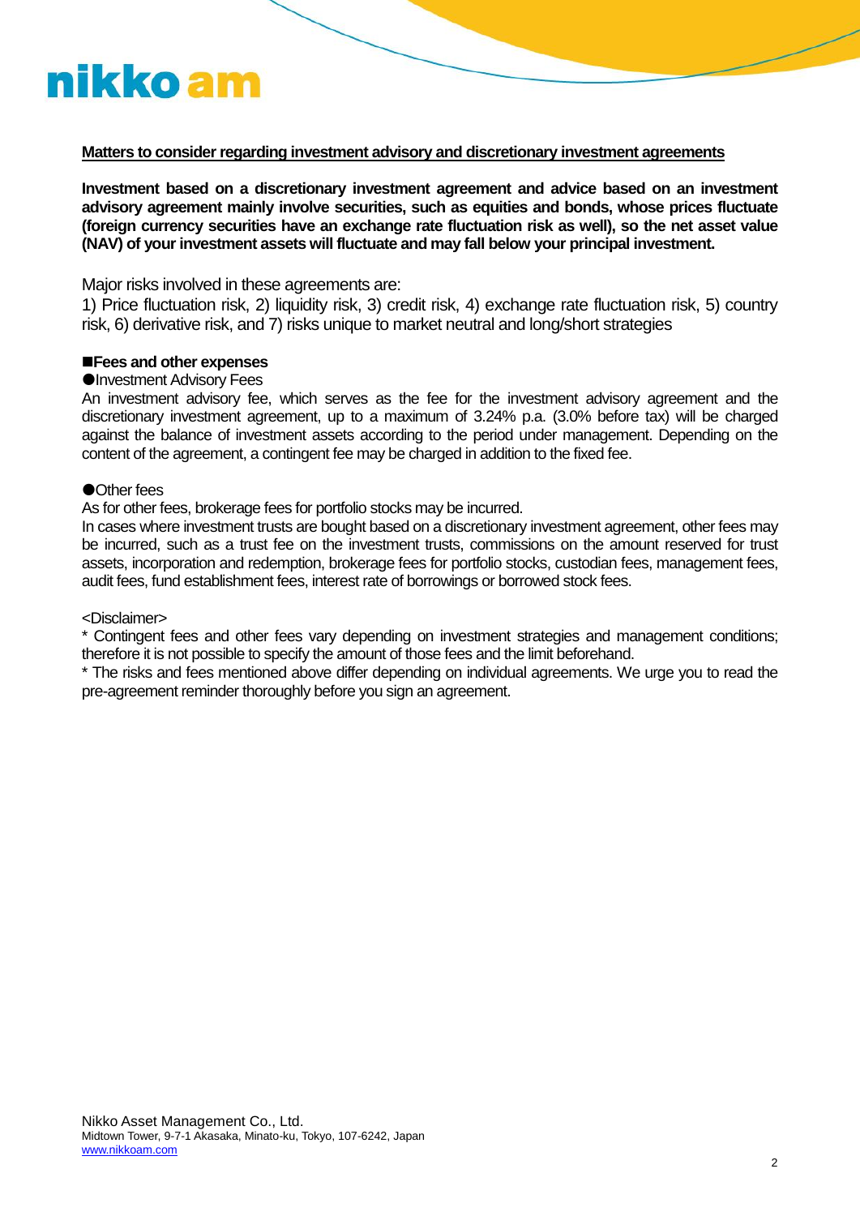**Matters to consider regarding investment advisory and discretionary investment agreements**

**Investment based on a discretionary investment agreement and advice based on an investment advisory agreement mainly involve securities, such as equities and bonds, whose prices fluctuate (foreign currency securities have an exchange rate fluctuation risk as well), so the net asset value (NAV) of your investment assets will fluctuate and may fall below your principal investment.**

Major risks involved in these agreements are:
1) Price fluctuation risk, 2) liquidity risk, 3) credit risk, 4) exchange rate fluctuation risk, 5) country risk, 6) derivative risk, and 7) risks unique to market neutral and long/short strategies

**■Fees and other expenses**

●Investment Advisory Fees

An investment advisory fee, which serves as the fee for the investment advisory agreement and the discretionary investment agreement, up to a maximum of 3.24% p.a. (3.0% before tax) will be charged against the balance of investment assets according to the period under management. Depending on the content of the agreement, a contingent fee may be charged in addition to the fixed fee.

●Other fees

As for other fees, brokerage fees for portfolio stocks may be incurred.
In cases where investment trusts are bought based on a discretionary investment agreement, other fees may be incurred, such as a trust fee on the investment trusts, commissions on the amount reserved for trust assets, incorporation and redemption, brokerage fees for portfolio stocks, custodian fees, management fees, audit fees, fund establishment fees, interest rate of borrowings or borrowed stock fees.

<Disclaimer>

* Contingent fees and other fees vary depending on investment strategies and management conditions; therefore it is not possible to specify the amount of those fees and the limit beforehand.
* The risks and fees mentioned above differ depending on individual agreements. We urge you to read the pre-agreement reminder thoroughly before you sign an agreement.

Nikko Asset Management Co., Ltd.
Midtown Tower, 9-7-1 Akasaka, Minato-ku, Tokyo, 107-6242, Japan
www.nikkoam.com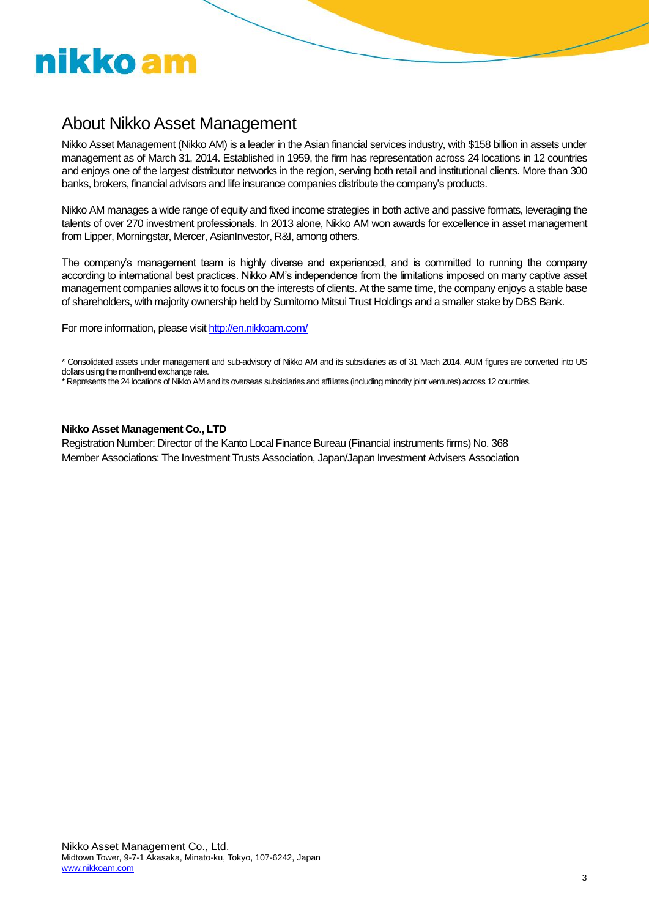# About Nikko Asset Management

Nikko Asset Management (Nikko AM) is a leader in the Asian financial services industry, with $158 billion in assets under management as of March 31, 2014. Established in 1959, the firm has representation across 24 locations in 12 countries and enjoys one of the largest distributor networks in the region, serving both retail and institutional clients. More than 300 banks, brokers, financial advisors and life insurance companies distribute the company's products.

Nikko AM manages a wide range of equity and fixed income strategies in both active and passive formats, leveraging the talents of over 270 investment professionals. In 2013 alone, Nikko AM won awards for excellence in asset management from Lipper, Morningstar, Mercer, AsianInvestor, R&I, among others.

The company's management team is highly diverse and experienced, and is committed to running the company according to international best practices. Nikko AM's independence from the limitations imposed on many captive asset management companies allows it to focus on the interests of clients. At the same time, the company enjoys a stable base of shareholders, with majority ownership held by Sumitomo Mitsui Trust Holdings and a smaller stake by DBS Bank.

For more information, please visit http://en.nikkoam.com/

* Consolidated assets under management and sub-advisory of Nikko AM and its subsidiaries as of 31 Mach 2014. AUM figures are converted into US dollars using the month-end exchange rate.
* Represents the 24 locations of Nikko AM and its overseas subsidiaries and affiliates (including minority joint ventures) across 12 countries.

**Nikko Asset Management Co., LTD**
Registration Number: Director of the Kanto Local Finance Bureau (Financial instruments firms) No. 368
Member Associations: The Investment Trusts Association, Japan/Japan Investment Advisers Association

Nikko Asset Management Co., Ltd.
Midtown Tower, 9-7-1 Akasaka, Minato-ku, Tokyo, 107-6242, Japan
www.nikkoam.com